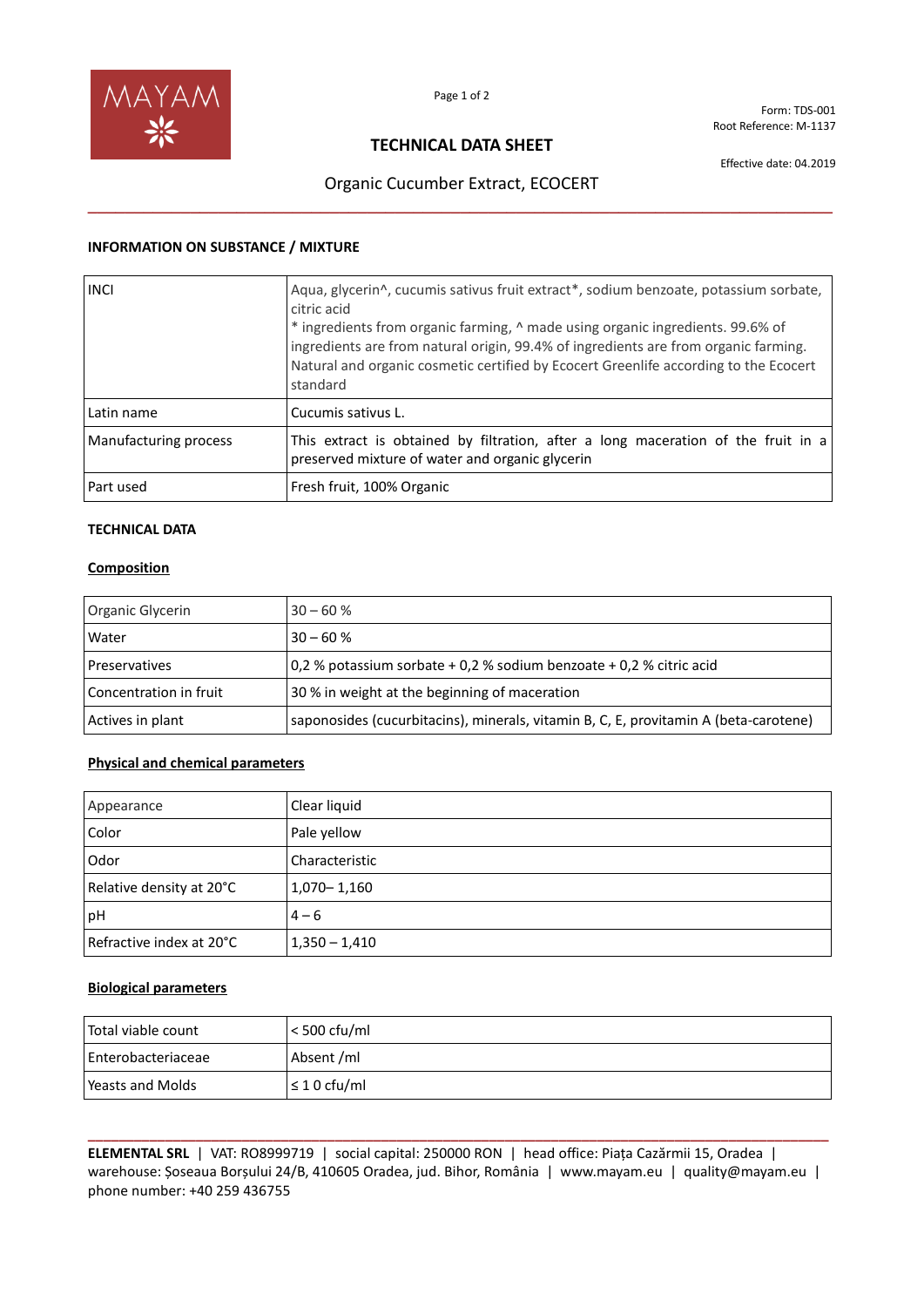Form: TDS-001
Root Reference: M-1137

# TECHNICAL DATA SHEET

Effective date: 04.2019

## Organic Cucumber Extract, ECOCERT

### INFORMATION ON SUBSTANCE / MIXTURE

| | |
|---|---|
| INCI | Aqua, glycerin^, cucumis sativus fruit extract*, sodium benzoate, potassium sorbate, citric acid<br>* ingredients from organic farming, ^ made using organic ingredients. 99.6% of ingredients are from natural origin, 99.4% of ingredients are from organic farming. Natural and organic cosmetic certified by Ecocert Greenlife according to the Ecocert standard |
| Latin name | Cucumis sativus L. |
| Manufacturing process | This extract is obtained by filtration, after a long maceration of the fruit in a preserved mixture of water and organic glycerin |
| Part used | Fresh fruit, 100% Organic |

### TECHNICAL DATA

#### Composition

| | |
|---|---|
| Organic Glycerin | 30 – 60 % |
| Water | 30 – 60 % |
| Preservatives | 0,2 % potassium sorbate + 0,2 % sodium benzoate + 0,2 % citric acid |
| Concentration in fruit | 30 % in weight at the beginning of maceration |
| Actives in plant | saponosides (cucurbitacins), minerals, vitamin B, C, E, provitamin A (beta-carotene) |

#### Physical and chemical parameters

| | |
|---|---|
| Appearance | Clear liquid |
| Color | Pale yellow |
| Odor | Characteristic |
| Relative density at 20°C | 1,070– 1,160 |
| pH | 4 – 6 |
| Refractive index at 20°C | 1,350 – 1,410 |

#### Biological parameters

| | |
|---|---|
| Total viable count | < 500 cfu/ml |
| Enterobacteriaceae | Absent /ml |
| Yeasts and Molds | ≤ 1 0 cfu/ml |

**ELEMENTAL SRL** | VAT: RO8999719 | social capital: 250000 RON | head office: Piața Cazărmii 15, Oradea | warehouse: Șoseaua Borșului 24/B, 410605 Oradea, jud. Bihor, România | www.mayam.eu | quality@mayam.eu | phone number: +40 259 436755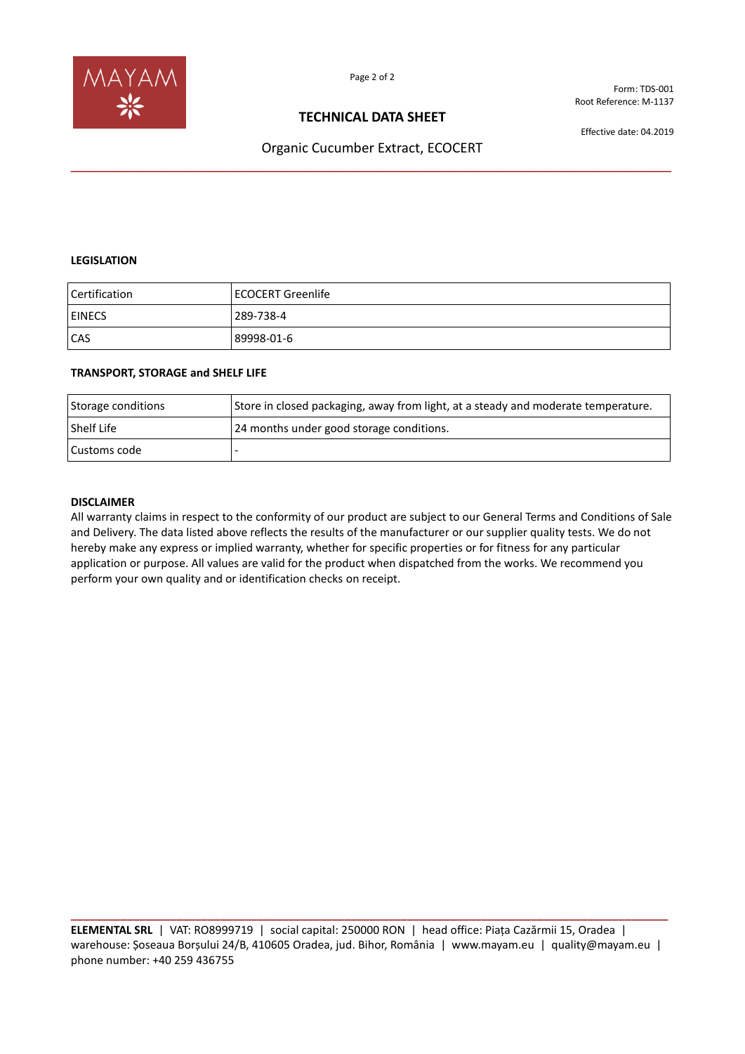### LEGISLATION

| | |
|---|---|
| Certification | ECOCERT Greenlife |
| EINECS | 289-738-4 |
| CAS | 89998-01-6 |

### TRANSPORT, STORAGE and SHELF LIFE

| | |
|---|---|
| Storage conditions | Store in closed packaging, away from light, at a steady and moderate temperature. |
| Shelf Life | 24 months under good storage conditions. |
| Customs code | - |

### DISCLAIMER

All warranty claims in respect to the conformity of our product are subject to our General Terms and Conditions of Sale and Delivery. The data listed above reflects the results of the manufacturer or our supplier quality tests. We do not hereby make any express or implied warranty, whether for specific properties or for fitness for any particular application or purpose. All values are valid for the product when dispatched from the works. We recommend you perform your own quality and or identification checks on receipt.